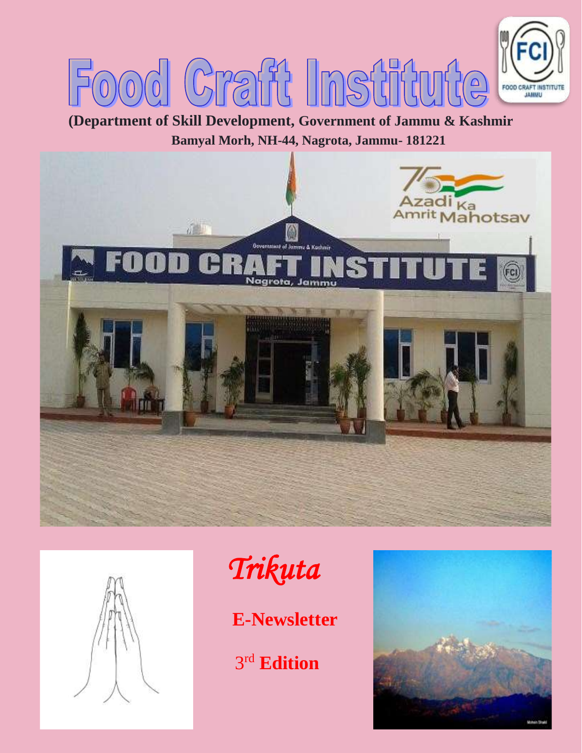# Food Craft Institute

**(Department of Skill Development, Government of Jammu & Kashmir**

**Bamyal Morh, NH-44, Nagrota, Jammu- 181221**

*Trikuta*

**E-Newsletter**

**3rd Edition**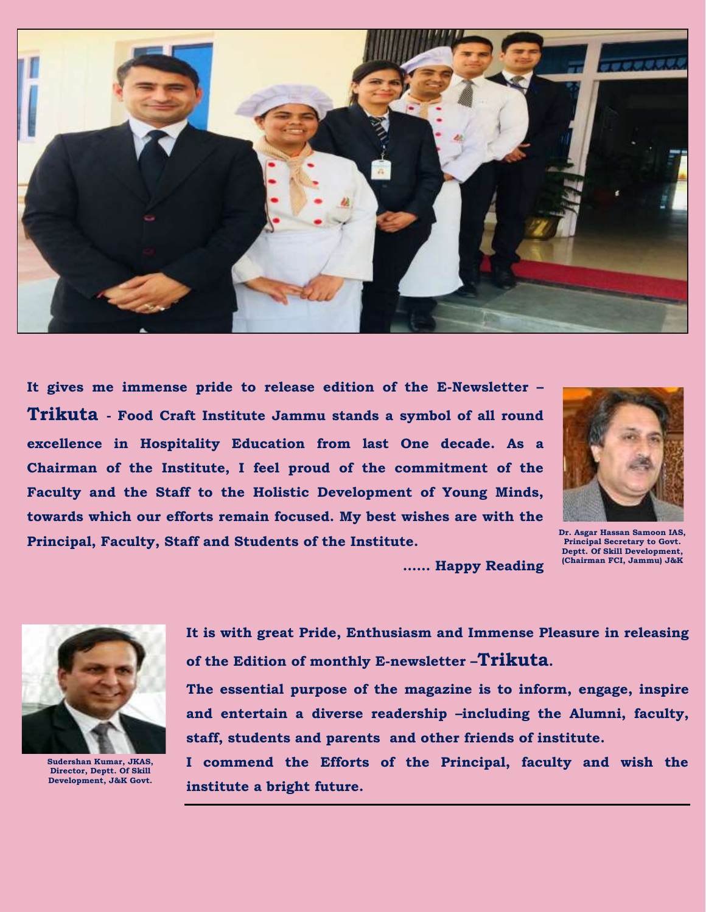**It gives me immense pride to release edition of the E-Newsletter – Trikuta - Food Craft Institute Jammu stands a symbol of all round excellence in Hospitality Education from last One decade. As a Chairman of the Institute, I feel proud of the commitment of the Faculty and the Staff to the Holistic Development of Young Minds, towards which our efforts remain focused. My best wishes are with the Principal, Faculty, Staff and Students of the Institute.**

**…… Happy Reading**

**Dr. Asgar Hassan Samoon IAS, Principal Secretary to Govt. Deptt. Of Skill Development, (Chairman FCI, Jammu) J&K**

**It is with great Pride, Enthusiasm and Immense Pleasure in releasing of the Edition of monthly E-newsletter –Trikuta.**

**The essential purpose of the magazine is to inform, engage, inspire and entertain a diverse readership –including the Alumni, faculty, staff, students and parents and other friends of institute.**

**I commend the Efforts of the Principal, faculty and wish the institute a bright future.**

**Sudershan Kumar, JKAS, Director, Deptt. Of Skill Development, J&K Govt.**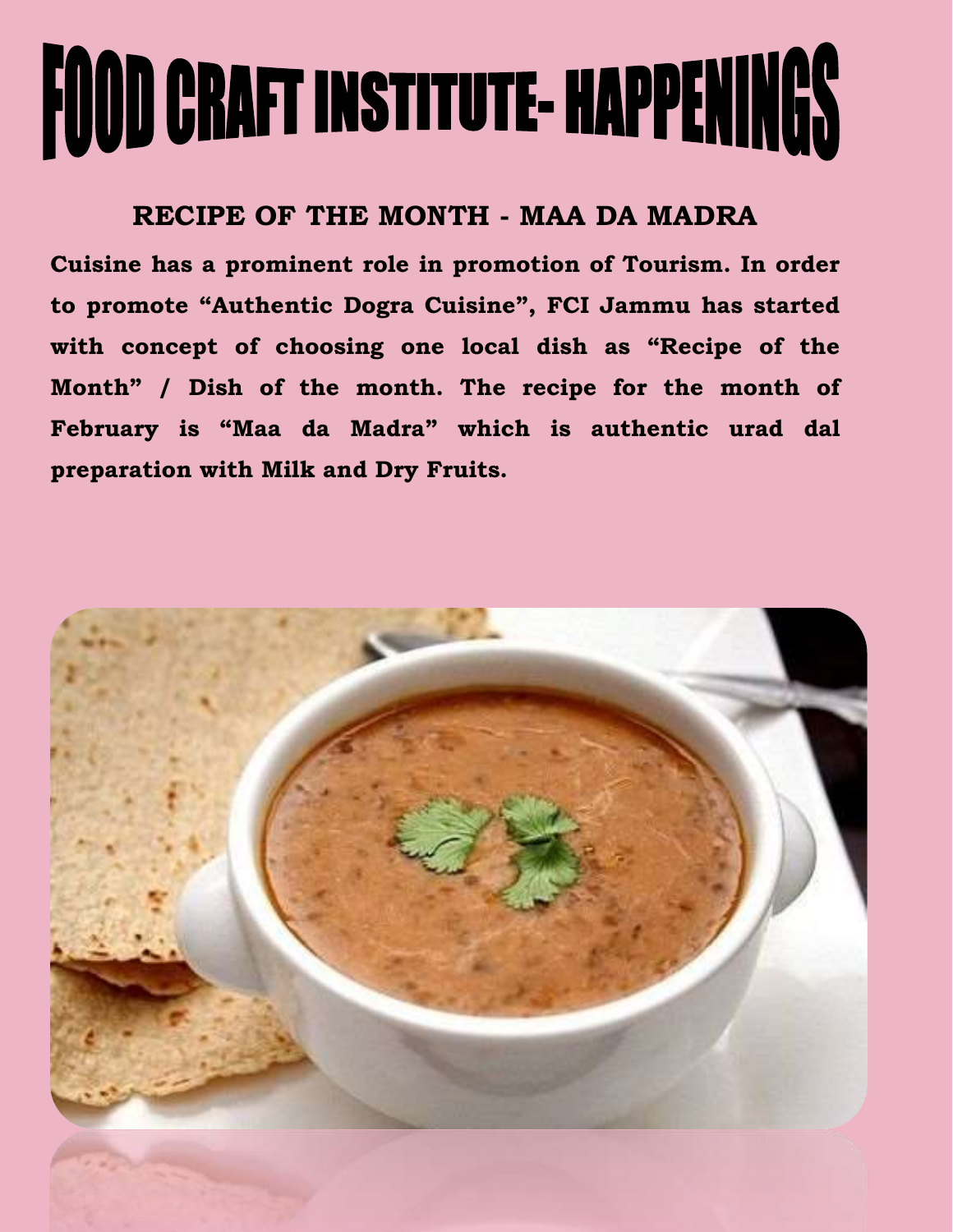# FOOD CRAFT INSTITUTE- HAPPENINGS

## RECIPE OF THE MONTH - MAA DA MADRA

**Cuisine has a prominent role in promotion of Tourism. In order to promote “Authentic Dogra Cuisine”, FCI Jammu has started with concept of choosing one local dish as “Recipe of the Month” / Dish of the month. The recipe for the month of February is “Maa da Madra” which is authentic urad dal preparation with Milk and Dry Fruits.**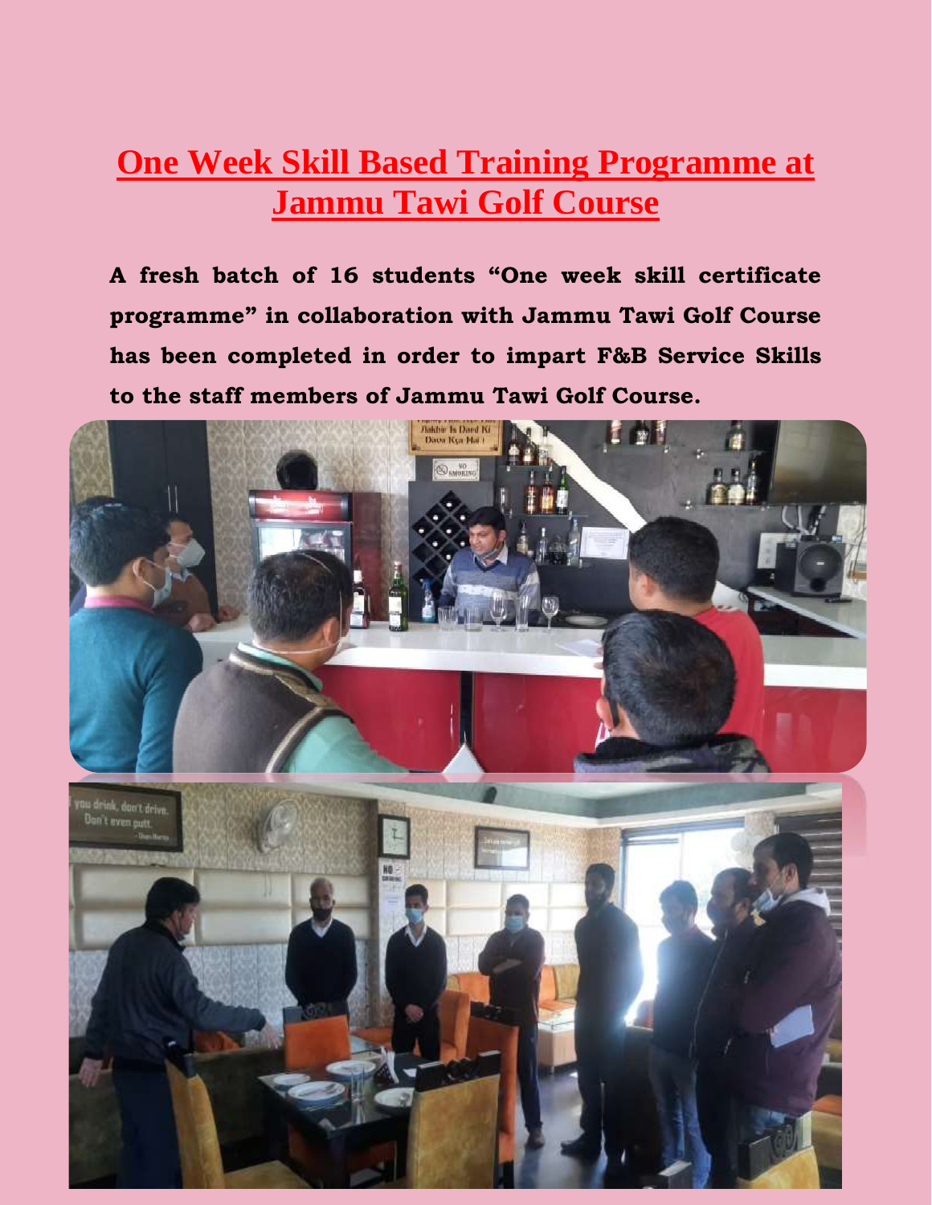# One Week Skill Based Training Programme at Jammu Tawi Golf Course

**A fresh batch of 16 students "One week skill certificate programme" in collaboration with Jammu Tawi Golf Course has been completed in order to impart F&B Service Skills to the staff members of Jammu Tawi Golf Course.**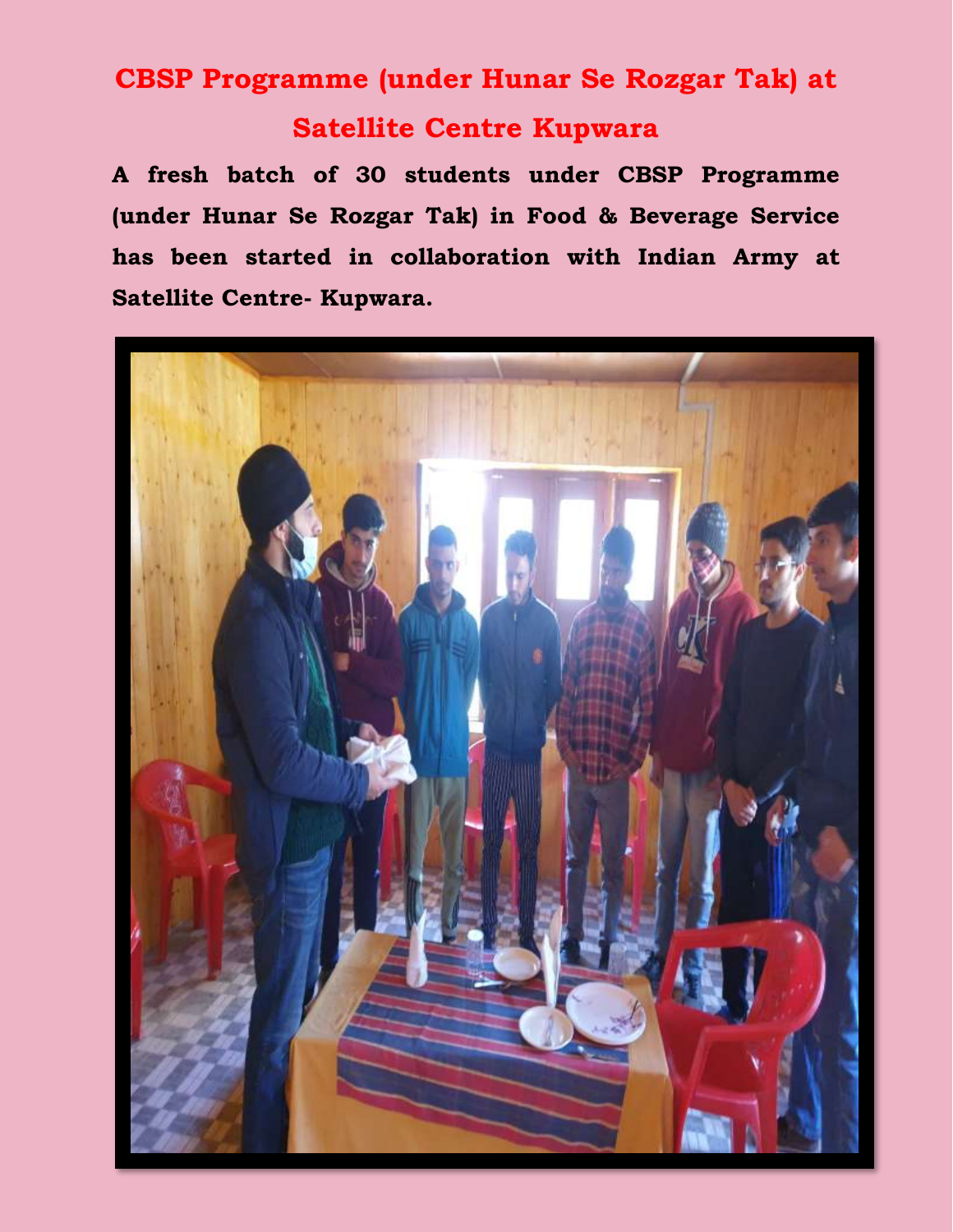# CBSP Programme (under Hunar Se Rozgar Tak) at Satellite Centre Kupwara

**A fresh batch of 30 students under CBSP Programme (under Hunar Se Rozgar Tak) in Food & Beverage Service has been started in collaboration with Indian Army at Satellite Centre- Kupwara.**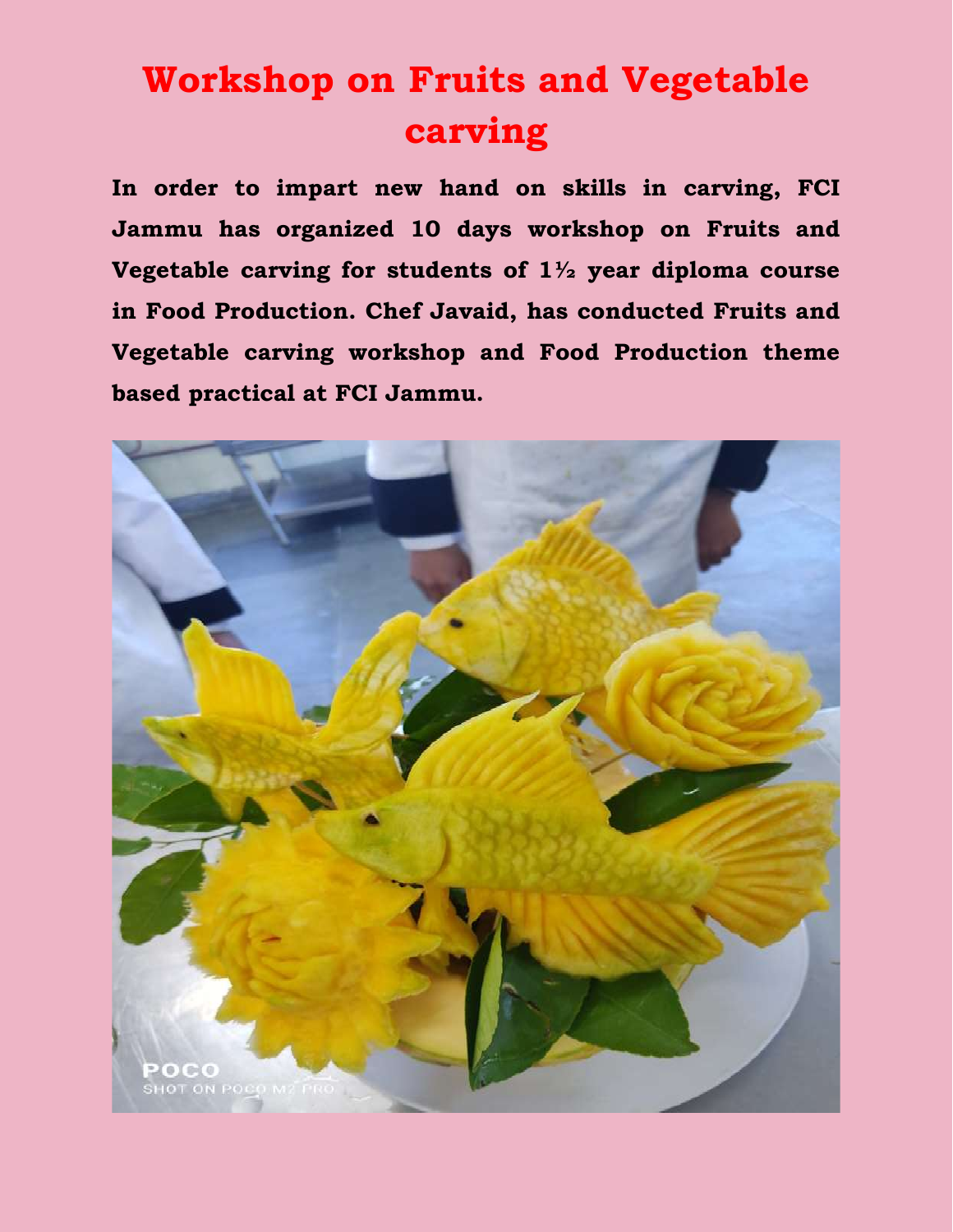# Workshop on Fruits and Vegetable carving

**In order to impart new hand on skills in carving, FCI Jammu has organized 10 days workshop on Fruits and Vegetable carving for students of 1½ year diploma course in Food Production. Chef Javaid, has conducted Fruits and Vegetable carving workshop and Food Production theme based practical at FCI Jammu.**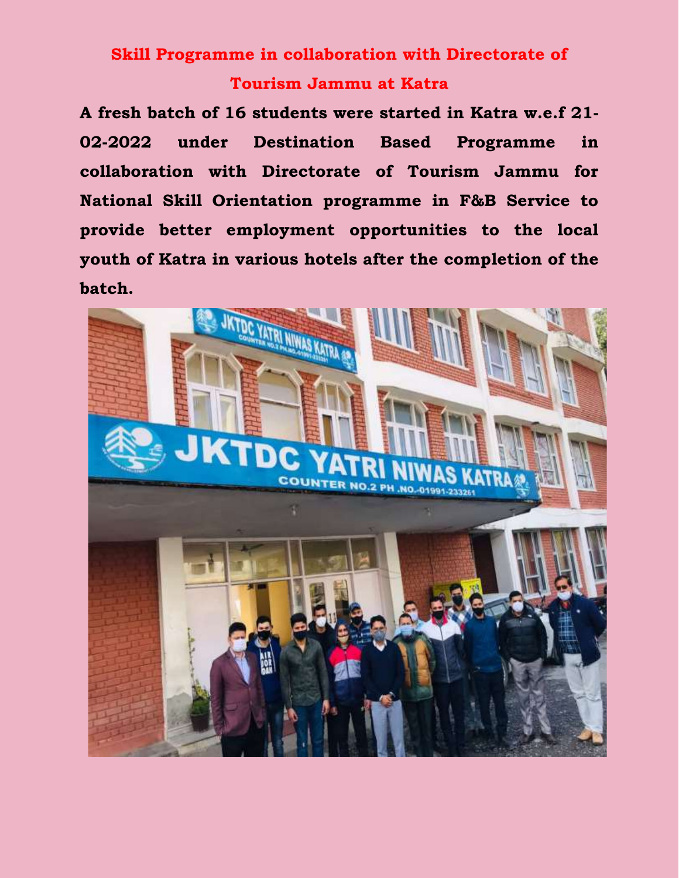## Skill Programme in collaboration with Directorate of Tourism Jammu at Katra

**A fresh batch of 16 students were started in Katra w.e.f 21-02-2022 under Destination Based Programme in collaboration with Directorate of Tourism Jammu for National Skill Orientation programme in F&B Service to provide better employment opportunities to the local youth of Katra in various hotels after the completion of the batch.**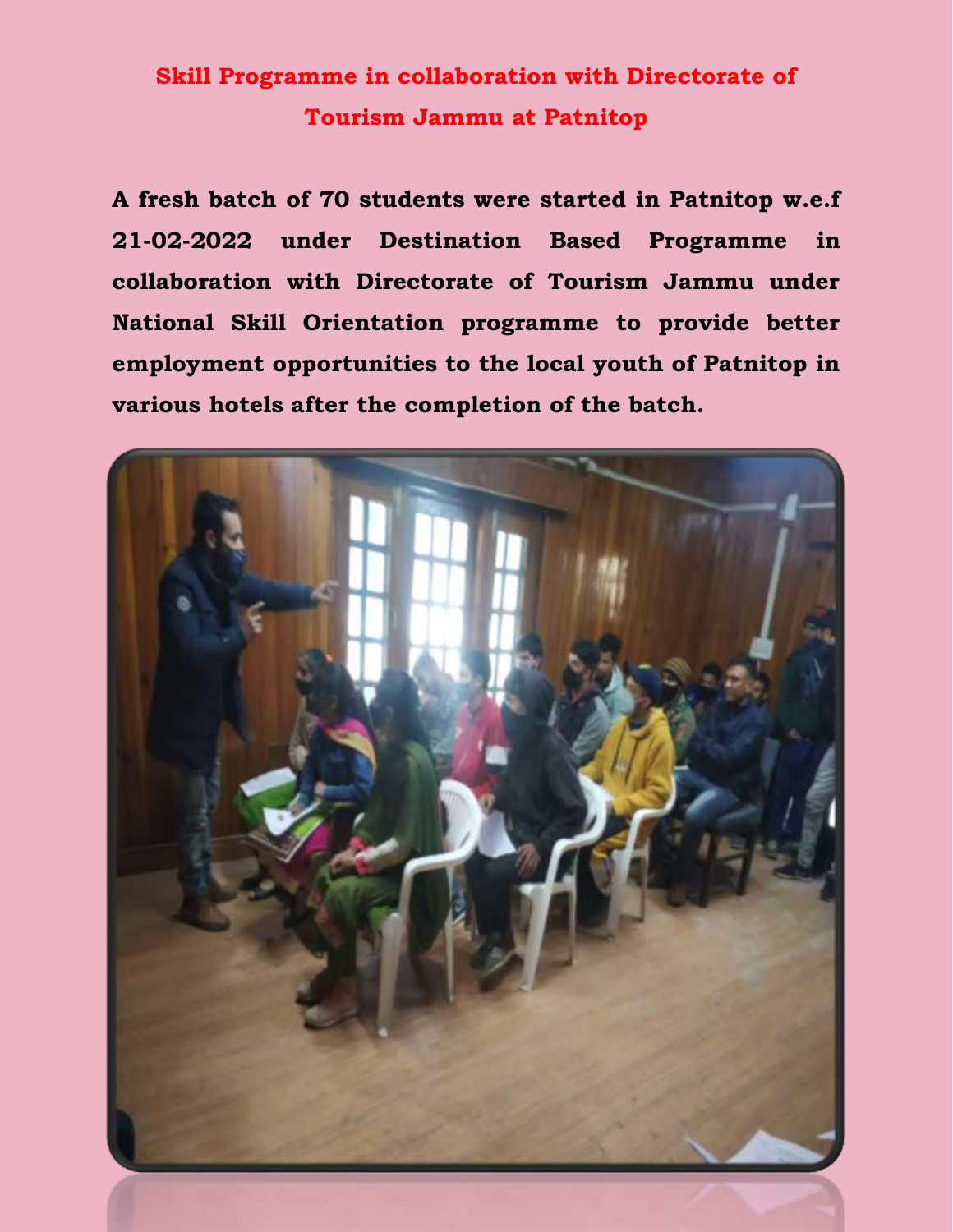# Skill Programme in collaboration with Directorate of Tourism Jammu at Patnitop

**A fresh batch of 70 students were started in Patnitop w.e.f 21-02-2022 under Destination Based Programme in collaboration with Directorate of Tourism Jammu under National Skill Orientation programme to provide better employment opportunities to the local youth of Patnitop in various hotels after the completion of the batch.**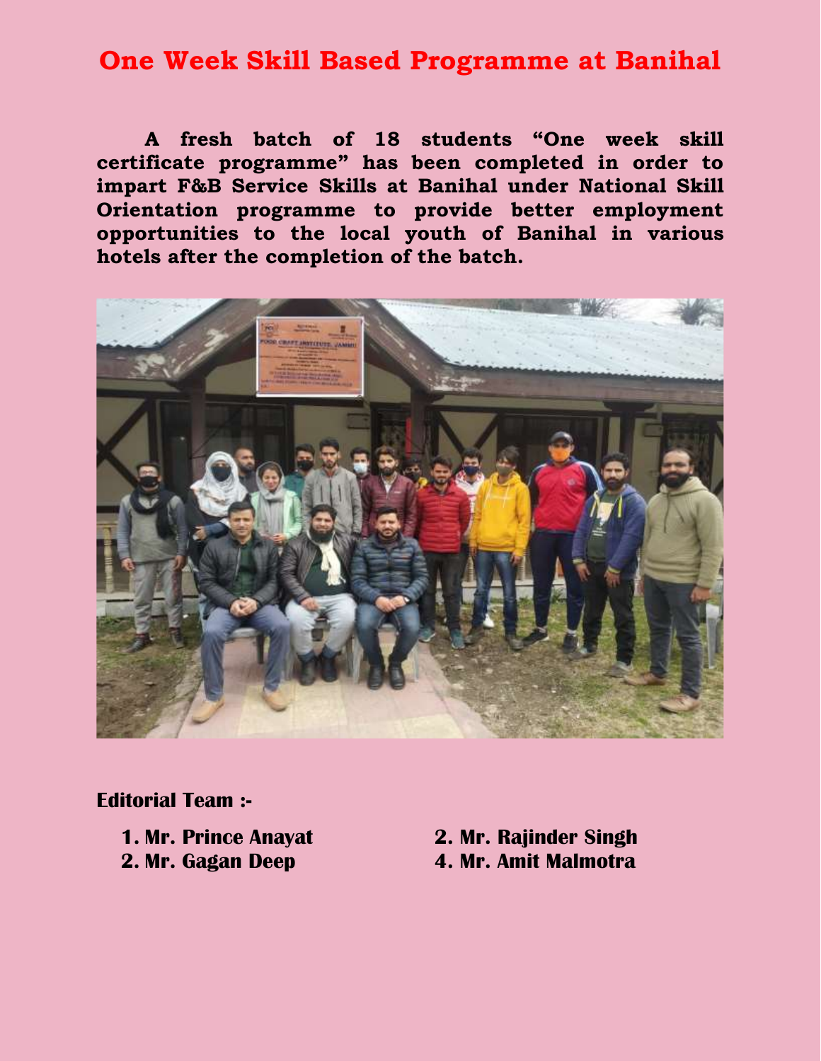# One Week Skill Based Programme at Banihal

**A fresh batch of 18 students "One week skill certificate programme" has been completed in order to impart F&B Service Skills at Banihal under National Skill Orientation programme to provide better employment opportunities to the local youth of Banihal in various hotels after the completion of the batch.**

**Editorial Team :-**

1. **Mr. Prince Anayat**
2. **Mr. Rajinder Singh**
2. **Mr. Gagan Deep**
4. **Mr. Amit Malmotra**